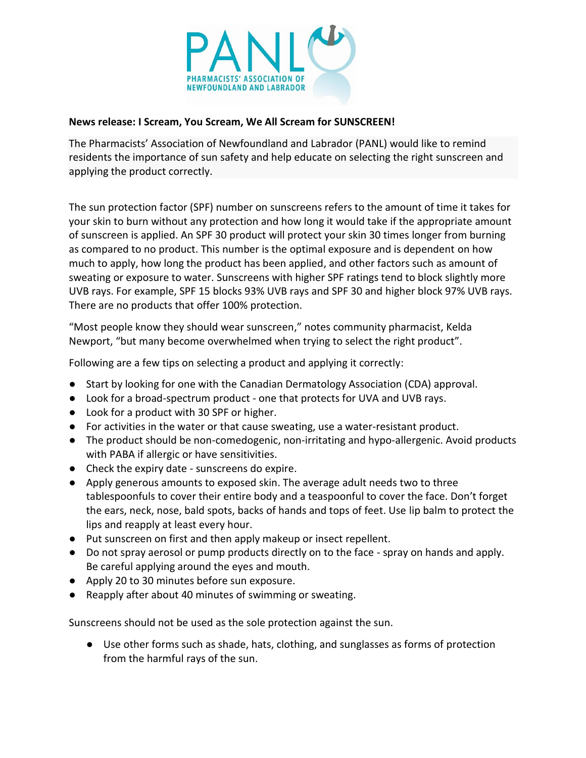PANL

PHARMACISTS' ASSOCIATION OF NEWFOUNDLAND AND LABRADOR

**News release: I Scream, You Scream, We All Scream for SUNSCREEN!**

The Pharmacists' Association of Newfoundland and Labrador (PANL) would like to remind residents the importance of sun safety and help educate on selecting the right sunscreen and applying the product correctly.

The sun protection factor (SPF) number on sunscreens refers to the amount of time it takes for your skin to burn without any protection and how long it would take if the appropriate amount of sunscreen is applied. An SPF 30 product will protect your skin 30 times longer from burning as compared to no product. This number is the optimal exposure and is dependent on how much to apply, how long the product has been applied, and other factors such as amount of sweating or exposure to water. Sunscreens with higher SPF ratings tend to block slightly more UVB rays. For example, SPF 15 blocks 93% UVB rays and SPF 30 and higher block 97% UVB rays. There are no products that offer 100% protection.

"Most people know they should wear sunscreen," notes community pharmacist, Kelda Newport, "but many become overwhelmed when trying to select the right product".

Following are a few tips on selecting a product and applying it correctly:

- Start by looking for one with the Canadian Dermatology Association (CDA) approval.
- Look for a broad-spectrum product - one that protects for UVA and UVB rays.
- Look for a product with 30 SPF or higher.
- For activities in the water or that cause sweating, use a water-resistant product.
- The product should be non-comedogenic, non-irritating and hypo-allergenic. Avoid products with PABA if allergic or have sensitivities.
- Check the expiry date - sunscreens do expire.
- Apply generous amounts to exposed skin. The average adult needs two to three tablespoonfuls to cover their entire body and a teaspoonful to cover the face. Don't forget the ears, neck, nose, bald spots, backs of hands and tops of feet. Use lip balm to protect the lips and reapply at least every hour.
- Put sunscreen on first and then apply makeup or insect repellent.
- Do not spray aerosol or pump products directly on to the face - spray on hands and apply. Be careful applying around the eyes and mouth.
- Apply 20 to 30 minutes before sun exposure.
- Reapply after about 40 minutes of swimming or sweating.

Sunscreens should not be used as the sole protection against the sun.

- Use other forms such as shade, hats, clothing, and sunglasses as forms of protection from the harmful rays of the sun.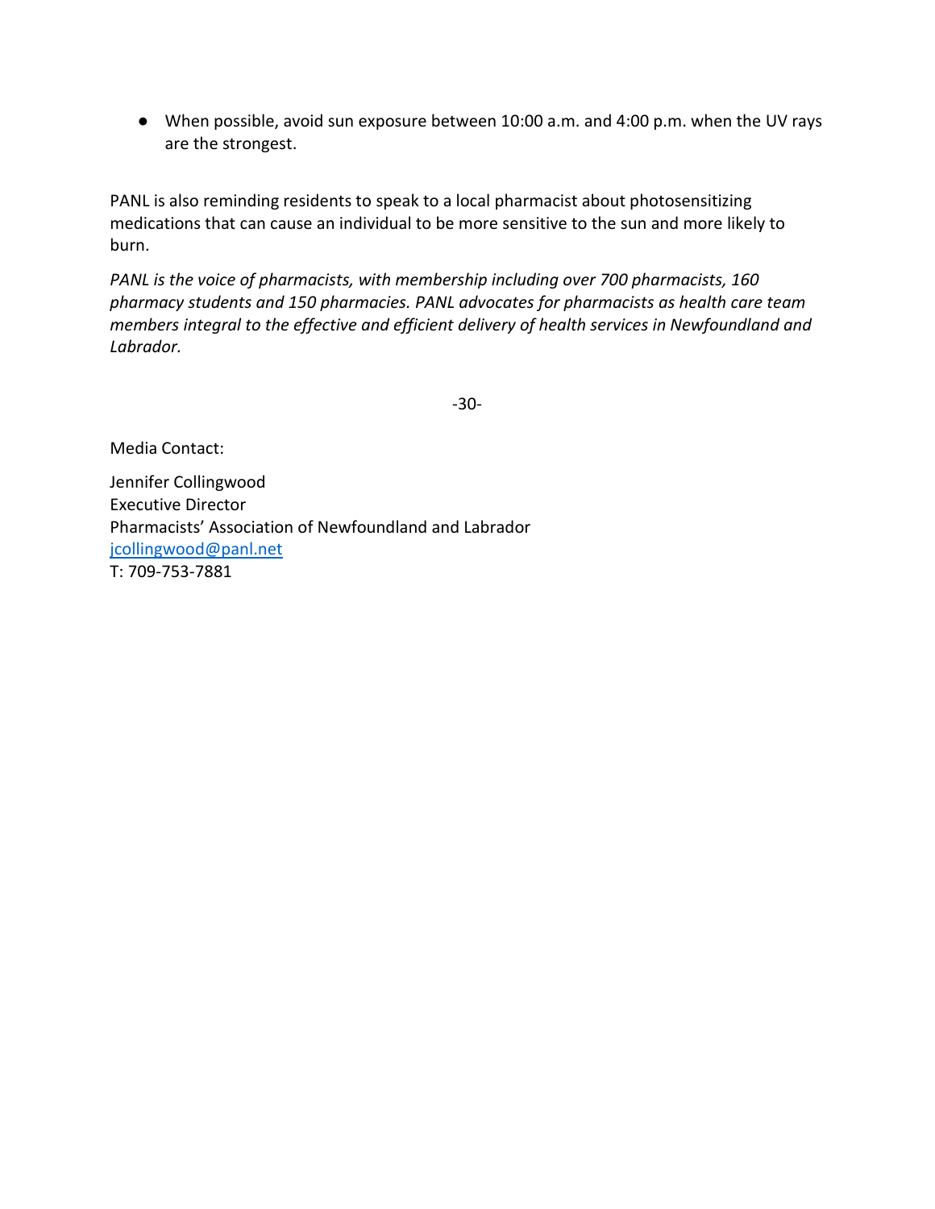- When possible, avoid sun exposure between 10:00 a.m. and 4:00 p.m. when the UV rays are the strongest.

PANL is also reminding residents to speak to a local pharmacist about photosensitizing medications that can cause an individual to be more sensitive to the sun and more likely to burn.

*PANL is the voice of pharmacists, with membership including over 700 pharmacists, 160 pharmacy students and 150 pharmacies. PANL advocates for pharmacists as health care team members integral to the effective and efficient delivery of health services in Newfoundland and Labrador.*

-30-

Media Contact:

Jennifer Collingwood
Executive Director
Pharmacists' Association of Newfoundland and Labrador
jcollingwood@panl.net
T: 709-753-7881